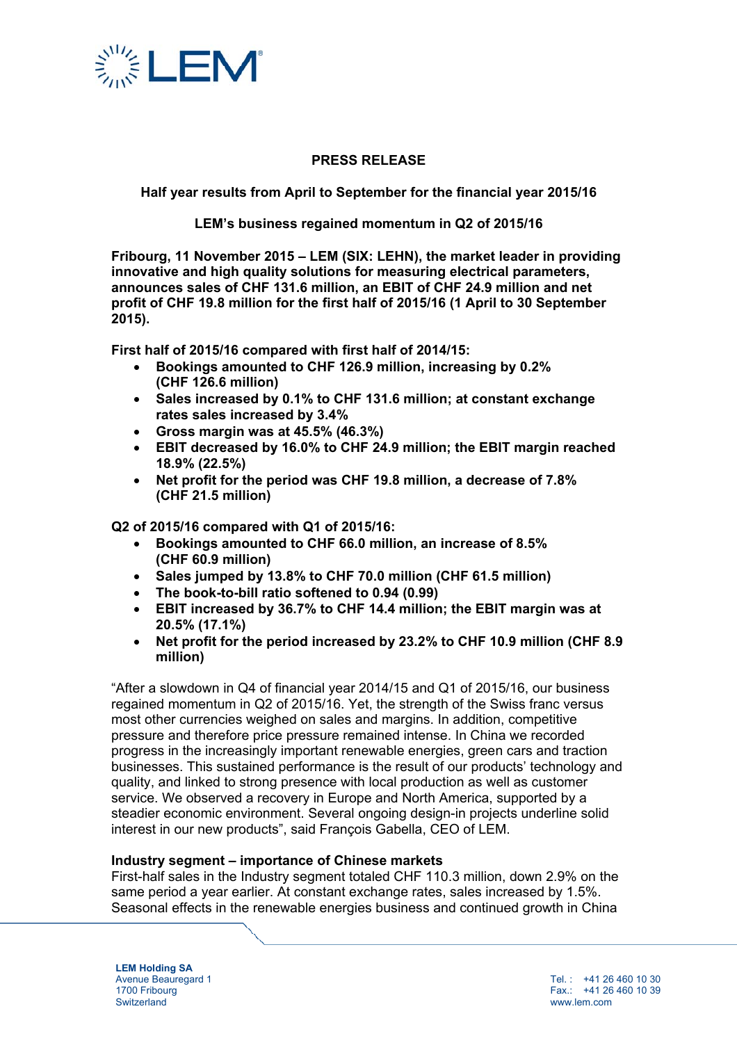# PRESS RELEASE

## Half year results from April to September for the financial year 2015/16

## LEM's business regained momentum in Q2 of 2015/16

**Fribourg, 11 November 2015 – LEM (SIX: LEHN), the market leader in providing innovative and high quality solutions for measuring electrical parameters, announces sales of CHF 131.6 million, an EBIT of CHF 24.9 million and net profit of CHF 19.8 million for the first half of 2015/16 (1 April to 30 September 2015).**

**First half of 2015/16 compared with first half of 2014/15:**

- **Bookings amounted to CHF 126.9 million, increasing by 0.2% (CHF 126.6 million)**
- **Sales increased by 0.1% to CHF 131.6 million; at constant exchange rates sales increased by 3.4%**
- **Gross margin was at 45.5% (46.3%)**
- **EBIT decreased by 16.0% to CHF 24.9 million; the EBIT margin reached 18.9% (22.5%)**
- **Net profit for the period was CHF 19.8 million, a decrease of 7.8% (CHF 21.5 million)**

**Q2 of 2015/16 compared with Q1 of 2015/16:**

- **Bookings amounted to CHF 66.0 million, an increase of 8.5% (CHF 60.9 million)**
- **Sales jumped by 13.8% to CHF 70.0 million (CHF 61.5 million)**
- **The book-to-bill ratio softened to 0.94 (0.99)**
- **EBIT increased by 36.7% to CHF 14.4 million; the EBIT margin was at 20.5% (17.1%)**
- **Net profit for the period increased by 23.2% to CHF 10.9 million (CHF 8.9 million)**

"After a slowdown in Q4 of financial year 2014/15 and Q1 of 2015/16, our business regained momentum in Q2 of 2015/16. Yet, the strength of the Swiss franc versus most other currencies weighed on sales and margins. In addition, competitive pressure and therefore price pressure remained intense. In China we recorded progress in the increasingly important renewable energies, green cars and traction businesses. This sustained performance is the result of our products' technology and quality, and linked to strong presence with local production as well as customer service. We observed a recovery in Europe and North America, supported by a steadier economic environment. Several ongoing design-in projects underline solid interest in our new products", said François Gabella, CEO of LEM.

**Industry segment – importance of Chinese markets**

First-half sales in the Industry segment totaled CHF 110.3 million, down 2.9% on the same period a year earlier. At constant exchange rates, sales increased by 1.5%. Seasonal effects in the renewable energies business and continued growth in China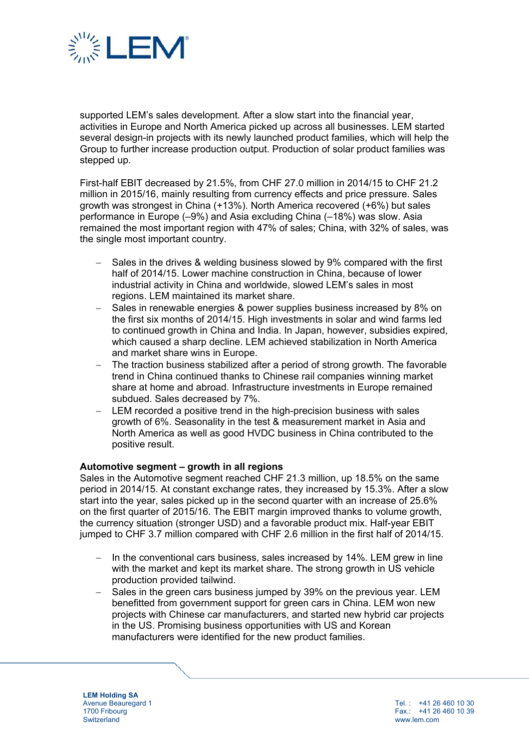supported LEM's sales development. After a slow start into the financial year, activities in Europe and North America picked up across all businesses. LEM started several design-in projects with its newly launched product families, which will help the Group to further increase production output. Production of solar product families was stepped up.

First-half EBIT decreased by 21.5%, from CHF 27.0 million in 2014/15 to CHF 21.2 million in 2015/16, mainly resulting from currency effects and price pressure. Sales growth was strongest in China (+13%). North America recovered (+6%) but sales performance in Europe (–9%) and Asia excluding China (–18%) was slow. Asia remained the most important region with 47% of sales; China, with 32% of sales, was the single most important country.

- Sales in the drives & welding business slowed by 9% compared with the first half of 2014/15. Lower machine construction in China, because of lower industrial activity in China and worldwide, slowed LEM's sales in most regions. LEM maintained its market share.
- Sales in renewable energies & power supplies business increased by 8% on the first six months of 2014/15. High investments in solar and wind farms led to continued growth in China and India. In Japan, however, subsidies expired, which caused a sharp decline. LEM achieved stabilization in North America and market share wins in Europe.
- The traction business stabilized after a period of strong growth. The favorable trend in China continued thanks to Chinese rail companies winning market share at home and abroad. Infrastructure investments in Europe remained subdued. Sales decreased by 7%.
- LEM recorded a positive trend in the high-precision business with sales growth of 6%. Seasonality in the test & measurement market in Asia and North America as well as good HVDC business in China contributed to the positive result.

**Automotive segment – growth in all regions**
Sales in the Automotive segment reached CHF 21.3 million, up 18.5% on the same period in 2014/15. At constant exchange rates, they increased by 15.3%. After a slow start into the year, sales picked up in the second quarter with an increase of 25.6% on the first quarter of 2015/16. The EBIT margin improved thanks to volume growth, the currency situation (stronger USD) and a favorable product mix. Half-year EBIT jumped to CHF 3.7 million compared with CHF 2.6 million in the first half of 2014/15.

- In the conventional cars business, sales increased by 14%. LEM grew in line with the market and kept its market share. The strong growth in US vehicle production provided tailwind.
- Sales in the green cars business jumped by 39% on the previous year. LEM benefitted from government support for green cars in China. LEM won new projects with Chinese car manufacturers, and started new hybrid car projects in the US. Promising business opportunities with US and Korean manufacturers were identified for the new product families.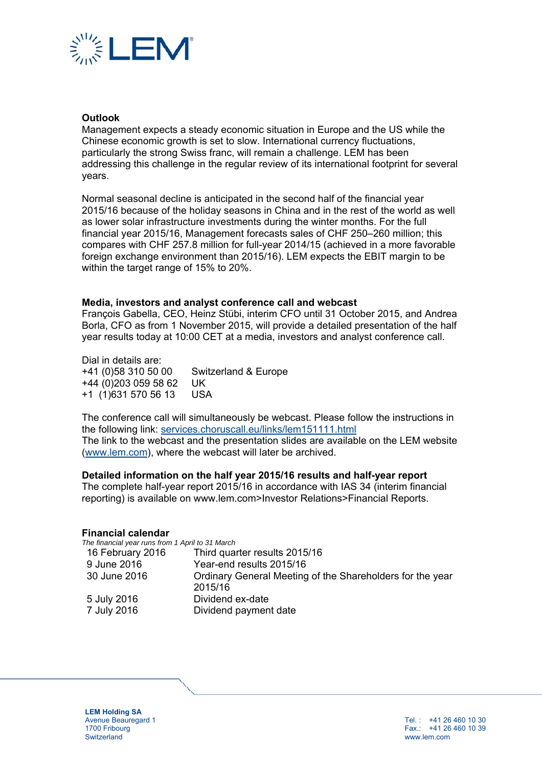## Outlook

Management expects a steady economic situation in Europe and the US while the Chinese economic growth is set to slow. International currency fluctuations, particularly the strong Swiss franc, will remain a challenge. LEM has been addressing this challenge in the regular review of its international footprint for several years.

Normal seasonal decline is anticipated in the second half of the financial year 2015/16 because of the holiday seasons in China and in the rest of the world as well as lower solar infrastructure investments during the winter months. For the full financial year 2015/16, Management forecasts sales of CHF 250–260 million; this compares with CHF 257.8 million for full-year 2014/15 (achieved in a more favorable foreign exchange environment than 2015/16). LEM expects the EBIT margin to be within the target range of 15% to 20%.

## Media, investors and analyst conference call and webcast

François Gabella, CEO, Heinz Stübi, interim CFO until 31 October 2015, and Andrea Borla, CFO as from 1 November 2015, will provide a detailed presentation of the half year results today at 10:00 CET at a media, investors and analyst conference call.

Dial in details are:

| | |
|---|---|
| +41 (0)58 310 50 00 | Switzerland & Europe |
| +44 (0)203 059 58 62 | UK |
| +1 (1)631 570 56 13 | USA |

The conference call will simultaneously be webcast. Please follow the instructions in the following link: services.choruscall.eu/links/lem151111.html
The link to the webcast and the presentation slides are available on the LEM website (www.lem.com), where the webcast will later be archived.

## Detailed information on the half year 2015/16 results and half-year report

The complete half-year report 2015/16 in accordance with IAS 34 (interim financial reporting) is available on www.lem.com>Investor Relations>Financial Reports.

## Financial calendar

*The financial year runs from 1 April to 31 March*

| | |
|---|---|
| 16 February 2016 | Third quarter results 2015/16 |
| 9 June 2016 | Year-end results 2015/16 |
| 30 June 2016 | Ordinary General Meeting of the Shareholders for the year 2015/16 |
| 5 July 2016 | Dividend ex-date |
| 7 July 2016 | Dividend payment date |

**LEM Holding SA**
Avenue Beauregard 1
1700 Fribourg
Switzerland

Tel.: +41 26 460 10 30
Fax.: +41 26 460 10 39
www.lem.com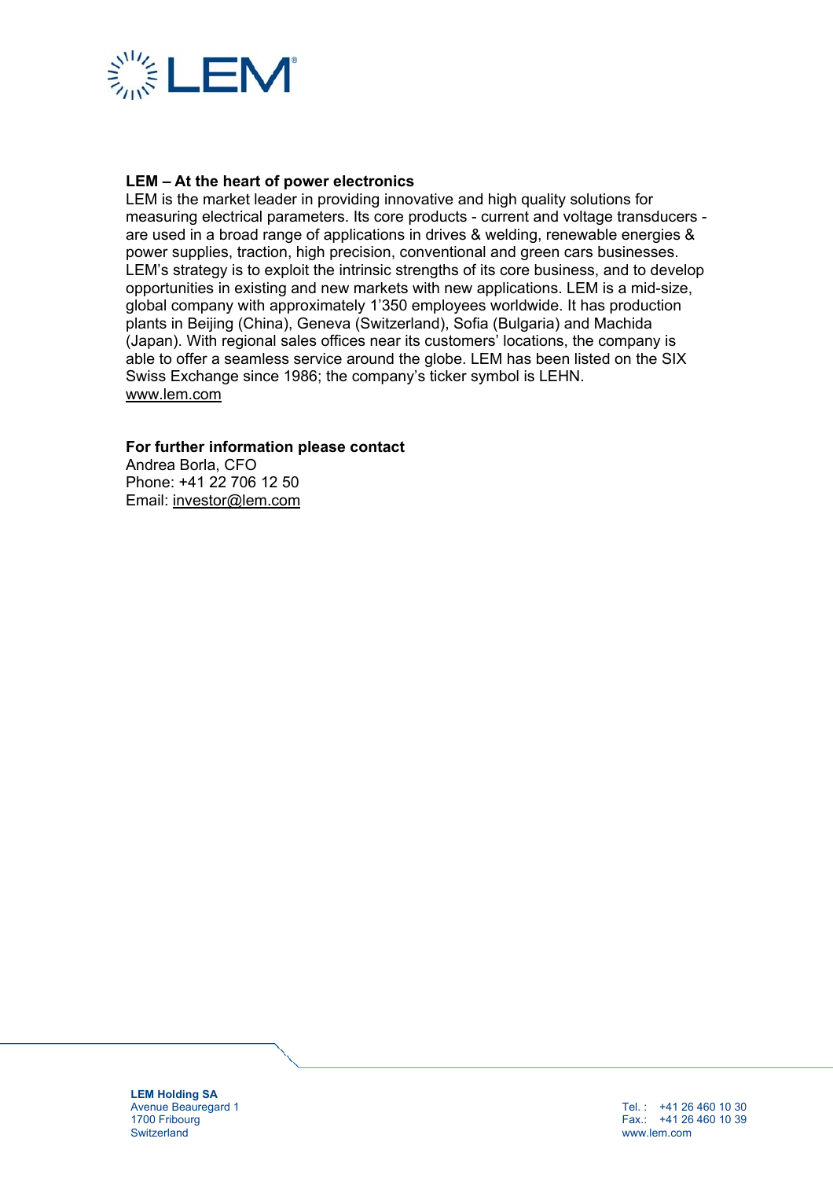**LEM – At the heart of power electronics**

LEM is the market leader in providing innovative and high quality solutions for measuring electrical parameters. Its core products - current and voltage transducers - are used in a broad range of applications in drives & welding, renewable energies & power supplies, traction, high precision, conventional and green cars businesses. LEM's strategy is to exploit the intrinsic strengths of its core business, and to develop opportunities in existing and new markets with new applications. LEM is a mid-size, global company with approximately 1'350 employees worldwide. It has production plants in Beijing (China), Geneva (Switzerland), Sofia (Bulgaria) and Machida (Japan). With regional sales offices near its customers' locations, the company is able to offer a seamless service around the globe. LEM has been listed on the SIX Swiss Exchange since 1986; the company's ticker symbol is LEHN.
www.lem.com

**For further information please contact**

Andrea Borla, CFO
Phone: +41 22 706 12 50
Email: investor@lem.com

**LEM Holding SA**
Avenue Beauregard 1
1700 Fribourg
Switzerland

Tel. : +41 26 460 10 30
Fax.: +41 26 460 10 39
www.lem.com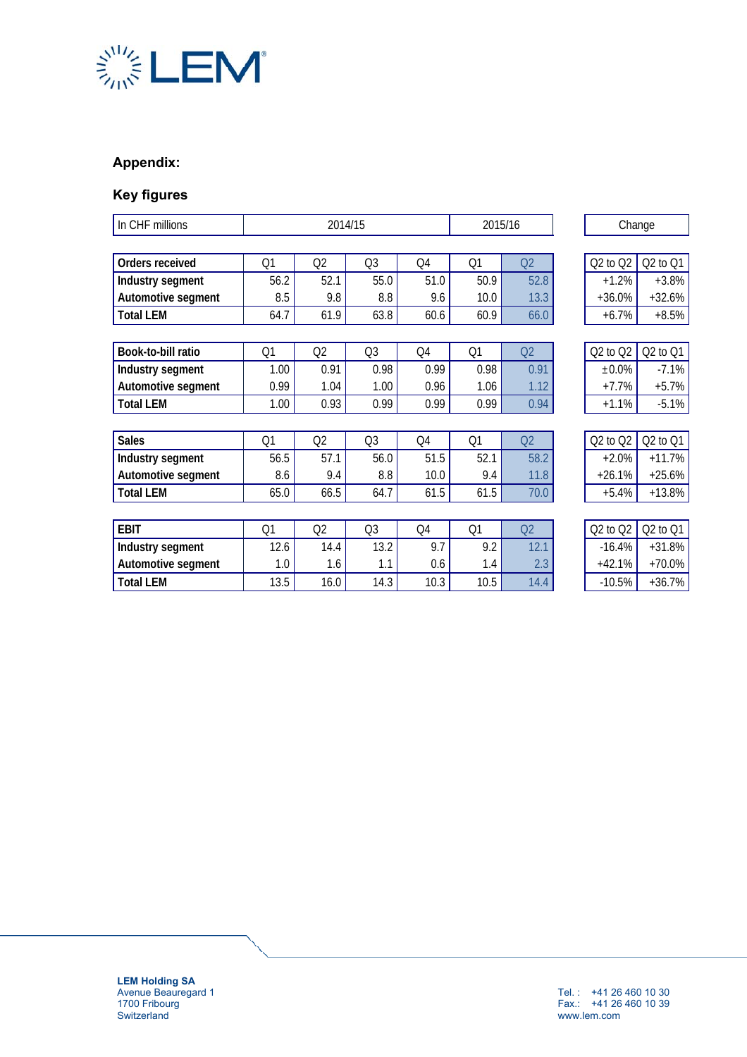## Appendix:

### Key figures

| In CHF millions | 2014/15 | | | | 2015/16 | | Change | |
|---|---|---|---|---|---|---|---|---|
| **Orders received** | Q1 | Q2 | Q3 | Q4 | Q1 | Q2 | Q2 to Q2 | Q2 to Q1 |
| **Industry segment** | 56.2 | 52.1 | 55.0 | 51.0 | 50.9 | 52.8 | +1.2% | +3.8% |
| **Automotive segment** | 8.5 | 9.8 | 8.8 | 9.6 | 10.0 | 13.3 | +36.0% | +32.6% |
| **Total LEM** | 64.7 | 61.9 | 63.8 | 60.6 | 60.9 | 66.0 | +6.7% | +8.5% |
| **Book-to-bill ratio** | Q1 | Q2 | Q3 | Q4 | Q1 | Q2 | Q2 to Q2 | Q2 to Q1 |
| **Industry segment** | 1.00 | 0.91 | 0.98 | 0.99 | 0.98 | 0.91 | ±0.0% | -7.1% |
| **Automotive segment** | 0.99 | 1.04 | 1.00 | 0.96 | 1.06 | 1.12 | +7.7% | +5.7% |
| **Total LEM** | 1.00 | 0.93 | 0.99 | 0.99 | 0.99 | 0.94 | +1.1% | -5.1% |
| **Sales** | Q1 | Q2 | Q3 | Q4 | Q1 | Q2 | Q2 to Q2 | Q2 to Q1 |
| **Industry segment** | 56.5 | 57.1 | 56.0 | 51.5 | 52.1 | 58.2 | +2.0% | +11.7% |
| **Automotive segment** | 8.6 | 9.4 | 8.8 | 10.0 | 9.4 | 11.8 | +26.1% | +25.6% |
| **Total LEM** | 65.0 | 66.5 | 64.7 | 61.5 | 61.5 | 70.0 | +5.4% | +13.8% |
| **EBIT** | Q1 | Q2 | Q3 | Q4 | Q1 | Q2 | Q2 to Q2 | Q2 to Q1 |
| **Industry segment** | 12.6 | 14.4 | 13.2 | 9.7 | 9.2 | 12.1 | -16.4% | +31.8% |
| **Automotive segment** | 1.0 | 1.6 | 1.1 | 0.6 | 1.4 | 2.3 | +42.1% | +70.0% |
| **Total LEM** | 13.5 | 16.0 | 14.3 | 10.3 | 10.5 | 14.4 | -10.5% | +36.7% |

**LEM Holding SA**
Avenue Beauregard 1
1700 Fribourg
Switzerland

Tel. : +41 26 460 10 30
Fax.: +41 26 460 10 39
www.lem.com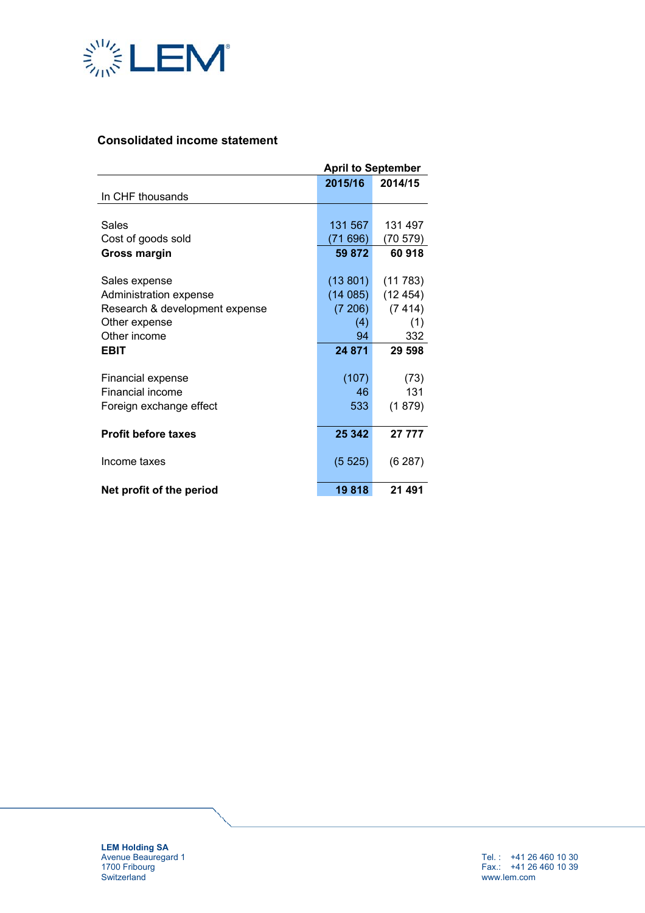## Consolidated income statement

| In CHF thousands | April to September 2015/16 | 2014/15 |
|---|---|---|
| Sales | 131 567 | 131 497 |
| Cost of goods sold | (71 696) | (70 579) |
| **Gross margin** | **59 872** | **60 918** |
| Sales expense | (13 801) | (11 783) |
| Administration expense | (14 085) | (12 454) |
| Research & development expense | (7 206) | (7 414) |
| Other expense | (4) | (1) |
| Other income | 94 | 332 |
| **EBIT** | **24 871** | **29 598** |
| Financial expense | (107) | (73) |
| Financial income | 46 | 131 |
| Foreign exchange effect | 533 | (1 879) |
| **Profit before taxes** | **25 342** | **27 777** |
| Income taxes | (5 525) | (6 287) |
| **Net profit of the period** | **19 818** | **21 491** |

**LEM Holding SA**
Avenue Beauregard 1
1700 Fribourg
Switzerland

Tel. : +41 26 460 10 30
Fax.: +41 26 460 10 39
www.lem.com